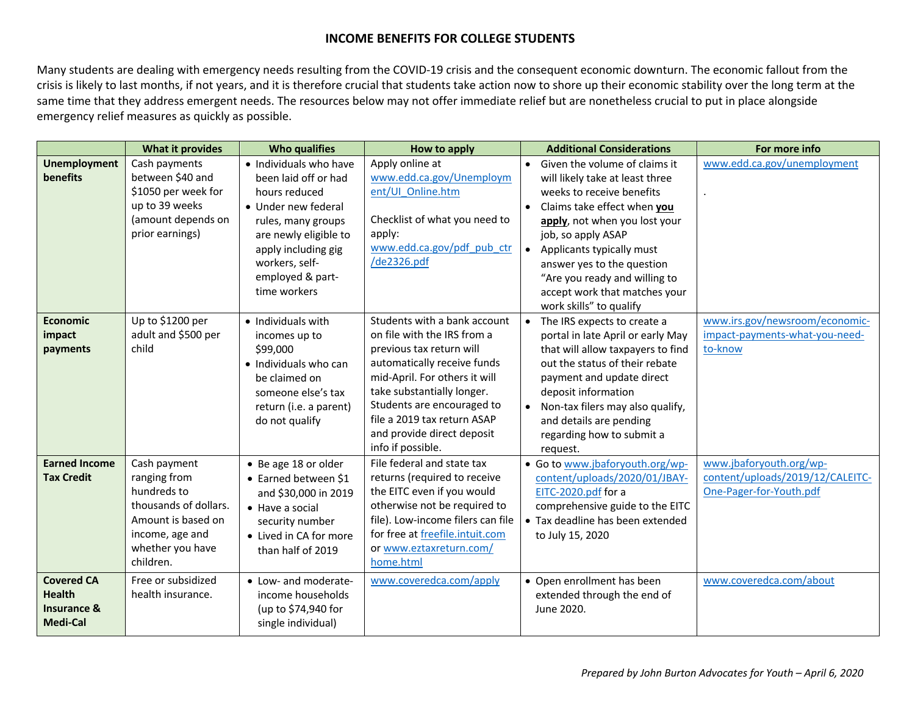# INCOME BENEFITS FOR COLLEGE STUDENTS

Many students are dealing with emergency needs resulting from the COVID-19 crisis and the consequent economic downturn. The economic fallout from the crisis is likely to last months, if not years, and it is therefore crucial that students take action now to shore up their economic stability over the long term at the same time that they address emergent needs. The resources below may not offer immediate relief but are nonetheless crucial to put in place alongside emergency relief measures as quickly as possible.

| | What it provides | Who qualifies | How to apply | Additional Considerations | For more info |
|---|---|---|---|---|---|
| **Unemployment benefits** | Cash payments between $40 and $1050 per week for up to 39 weeks (amount depends on prior earnings) | • Individuals who have been laid off or had hours reduced<br>• Under new federal rules, many groups are newly eligible to apply including gig workers, self-employed & part-time workers | Apply online at www.edd.ca.gov/Unemployment/UI_Online.htm<br><br>Checklist of what you need to apply: www.edd.ca.gov/pdf_pub_ctr/de2326.pdf | • Given the volume of claims it will likely take at least three weeks to receive benefits<br>• Claims take effect when **you apply**, not when you lost your job, so apply ASAP<br>• Applicants typically must answer yes to the question "Are you ready and willing to accept work that matches your work skills" to qualify | www.edd.ca.gov/unemployment<br><br>. |
| **Economic impact payments** | Up to $1200 per adult and $500 per child | • Individuals with incomes up to $99,000<br>• Individuals who can be claimed on someone else's tax return (i.e. a parent) do not qualify | Students with a bank account on file with the IRS from a previous tax return will automatically receive funds mid-April. For others it will take substantially longer. Students are encouraged to file a 2019 tax return ASAP and provide direct deposit info if possible. | • The IRS expects to create a portal in late April or early May that will allow taxpayers to find out the status of their rebate payment and update direct deposit information<br>• Non-tax filers may also qualify, and details are pending regarding how to submit a request. | www.irs.gov/newsroom/economic-impact-payments-what-you-need-to-know |
| **Earned Income Tax Credit** | Cash payment ranging from hundreds to thousands of dollars. Amount is based on income, age and whether you have children. | • Be age 18 or older<br>• Earned between $1 and $30,000 in 2019<br>• Have a social security number<br>• Lived in CA for more than half of 2019 | File federal and state tax returns (required to receive the EITC even if you would otherwise not be required to file). Low-income filers can file for free at freefile.intuit.com or www.eztaxreturn.com/home.html | • Go to www.jbaforyouth.org/wp-content/uploads/2020/01/JBAY-EITC-2020.pdf for a comprehensive guide to the EITC<br>• Tax deadline has been extended to July 15, 2020 | www.jbaforyouth.org/wp-content/uploads/2019/12/CALEITC-One-Pager-for-Youth.pdf |
| **Covered CA Health Insurance & Medi-Cal** | Free or subsidized health insurance. | • Low- and moderate-income households (up to $74,940 for single individual) | www.coveredca.com/apply | • Open enrollment has been extended through the end of June 2020. | www.coveredca.com/about |

*Prepared by John Burton Advocates for Youth – April 6, 2020*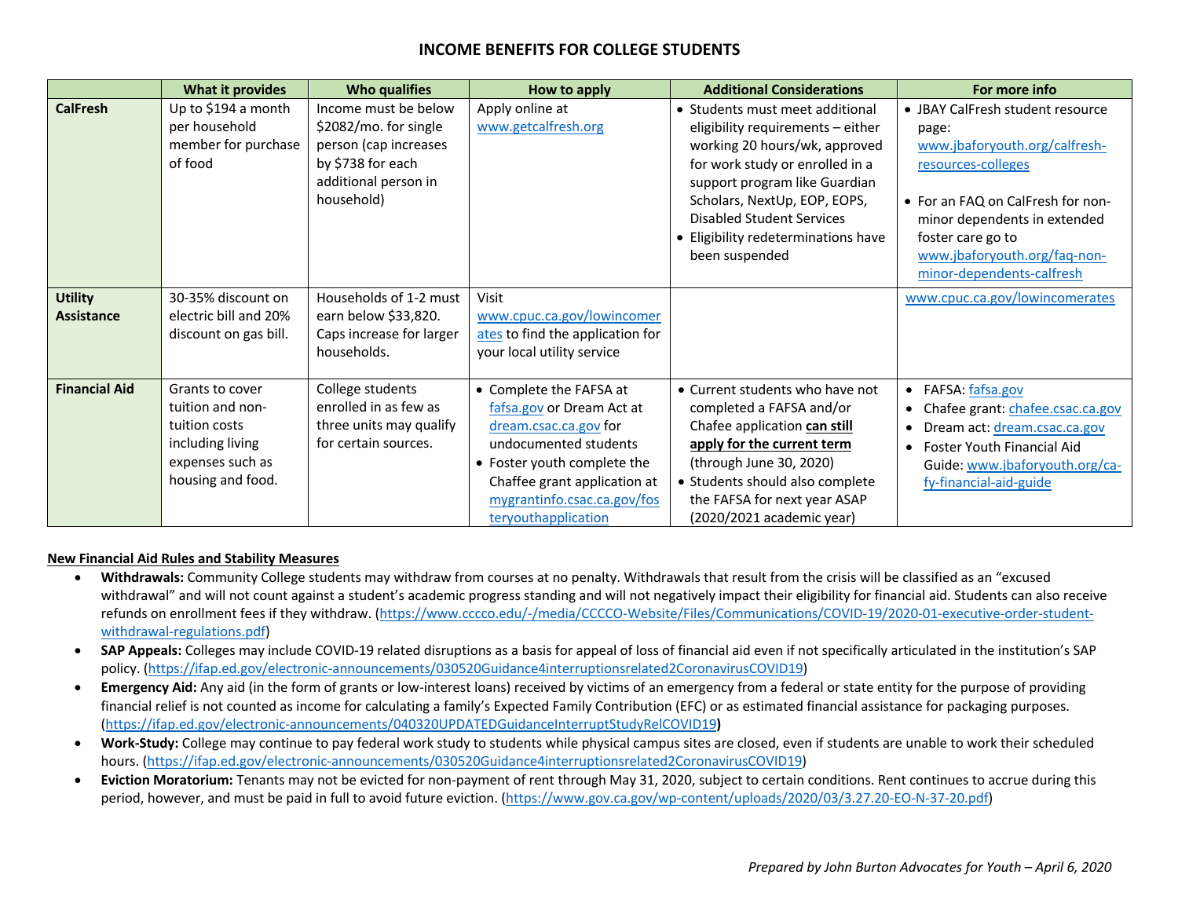# INCOME BENEFITS FOR COLLEGE STUDENTS

| | What it provides | Who qualifies | How to apply | Additional Considerations | For more info |
|---|---|---|---|---|---|
| **CalFresh** | Up to $194 a month per household member for purchase of food | Income must be below $2082/mo. for single person (cap increases by $738 for each additional person in household) | Apply online at www.getcalfresh.org | • Students must meet additional eligibility requirements – either working 20 hours/wk, approved for work study or enrolled in a support program like Guardian Scholars, NextUp, EOP, EOPS, Disabled Student Services<br>• Eligibility redeterminations have been suspended | • JBAY CalFresh student resource page: www.jbaforyouth.org/calfresh-resources-colleges<br>• For an FAQ on CalFresh for non-minor dependents in extended foster care go to www.jbaforyouth.org/faq-non-minor-dependents-calfresh |
| **Utility Assistance** | 30-35% discount on electric bill and 20% discount on gas bill. | Households of 1-2 must earn below $33,820. Caps increase for larger households. | Visit www.cpuc.ca.gov/lowincomerates to find the application for your local utility service | | www.cpuc.ca.gov/lowincomerates |
| **Financial Aid** | Grants to cover tuition and non-tuition costs including living expenses such as housing and food. | College students enrolled in as few as three units may qualify for certain sources. | • Complete the FAFSA at fafsa.gov or Dream Act at dream.csac.ca.gov for undocumented students<br>• Foster youth complete the Chaffee grant application at mygrantinfo.csac.ca.gov/fosteryouthapplication | • Current students who have not completed a FAFSA and/or Chafee application **can still apply for the current term** (through June 30, 2020)<br>• Students should also complete the FAFSA for next year ASAP (2020/2021 academic year) | • FAFSA: fafsa.gov<br>• Chafee grant: chafee.csac.ca.gov<br>• Dream act: dream.csac.ca.gov<br>• Foster Youth Financial Aid Guide: www.jbaforyouth.org/ca-fy-financial-aid-guide |

**New Financial Aid Rules and Stability Measures**

- **Withdrawals:** Community College students may withdraw from courses at no penalty. Withdrawals that result from the crisis will be classified as an "excused withdrawal" and will not count against a student's academic progress standing and will not negatively impact their eligibility for financial aid. Students can also receive refunds on enrollment fees if they withdraw. (https://www.cccco.edu/-/media/CCCCO-Website/Files/Communications/COVID-19/2020-01-executive-order-student-withdrawal-regulations.pdf)
- **SAP Appeals:** Colleges may include COVID-19 related disruptions as a basis for appeal of loss of financial aid even if not specifically articulated in the institution's SAP policy. (https://ifap.ed.gov/electronic-announcements/030520Guidance4interruptionsrelated2CoronavirusCOVID19)
- **Emergency Aid:** Any aid (in the form of grants or low-interest loans) received by victims of an emergency from a federal or state entity for the purpose of providing financial relief is not counted as income for calculating a family's Expected Family Contribution (EFC) or as estimated financial assistance for packaging purposes. (https://ifap.ed.gov/electronic-announcements/040320UPDATEDGuidanceInterruptStudyRelCOVID19)
- **Work-Study:** College may continue to pay federal work study to students while physical campus sites are closed, even if students are unable to work their scheduled hours. (https://ifap.ed.gov/electronic-announcements/030520Guidance4interruptionsrelated2CoronavirusCOVID19)
- **Eviction Moratorium:** Tenants may not be evicted for non-payment of rent through May 31, 2020, subject to certain conditions. Rent continues to accrue during this period, however, and must be paid in full to avoid future eviction. (https://www.gov.ca.gov/wp-content/uploads/2020/03/3.27.20-EO-N-37-20.pdf)

*Prepared by John Burton Advocates for Youth – April 6, 2020*